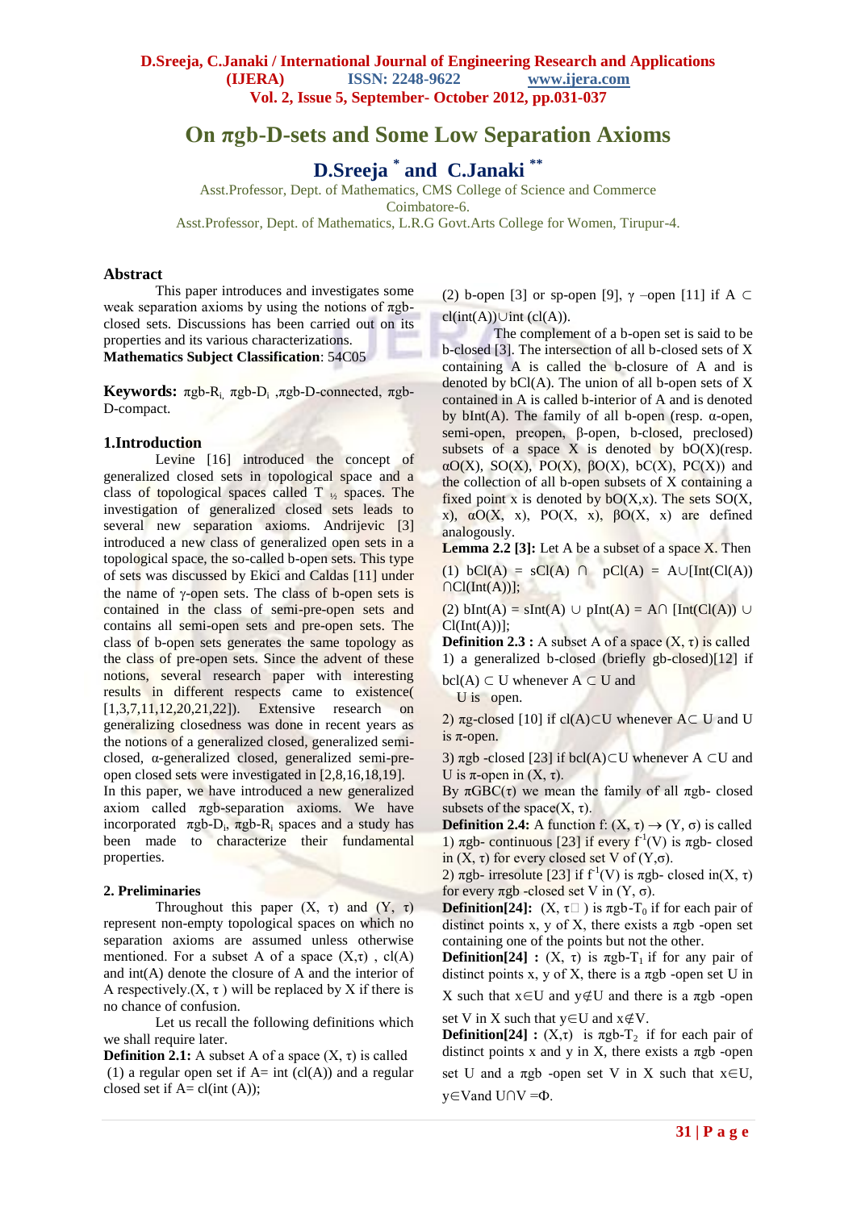# On πgb-D-sets and Some Low Separation Axioms

**D.Sreeja [*] and C.Janaki [**]**

Asst.Professor, Dept. of Mathematics, CMS College of Science and Commerce
Coimbatore-6.
Asst.Professor, Dept. of Mathematics, L.R.G Govt.Arts College for Women, Tirupur-4.

## Abstract

This paper introduces and investigates some weak separation axioms by using the notions of πgb-closed sets. Discussions has been carried out on its properties and its various characterizations.

**Mathematics Subject Classification**: 54C05

**Keywords:** πgb-$R_i$, πgb-$D_i$ ,πgb-D-connected, πgb-D-compact.

## 1.Introduction

Levine [16] introduced the concept of generalized closed sets in topological space and a class of topological spaces called $T_{1/2}$ spaces. The investigation of generalized closed sets leads to several new separation axioms. Andrijevic [3] introduced a new class of generalized open sets in a topological space, the so-called b-open sets. This type of sets was discussed by Ekici and Caldas [11] under the name of γ-open sets. The class of b-open sets is contained in the class of semi-pre-open sets and contains all semi-open sets and pre-open sets. The class of b-open sets generates the same topology as the class of pre-open sets. Since the advent of these notions, several research paper with interesting results in different respects came to existence( [1,3,7,11,12,20,21,22]). Extensive research on generalizing closedness was done in recent years as the notions of a generalized closed, generalized semi-closed, α-generalized closed, generalized semi-pre-open closed sets were investigated in [2,8,16,18,19].

In this paper, we have introduced a new generalized axiom called πgb-separation axioms. We have incorporated πgb-$D_i$, πgb-$R_i$ spaces and a study has been made to characterize their fundamental properties.

## 2. Preliminaries

Throughout this paper (X, τ) and (Y, τ) represent non-empty topological spaces on which no separation axioms are assumed unless otherwise mentioned. For a subset A of a space (X,τ) , cl(A) and int(A) denote the closure of A and the interior of A respectively.(X, τ ) will be replaced by X if there is no chance of confusion.

Let us recall the following definitions which we shall require later.

**Definition 2.1:** A subset A of a space (X, τ) is called

(1) a regular open set if A= int (cl(A)) and a regular closed set if A= cl(int (A));

(2) b-open [3] or sp-open [9], γ –open [11] if A ⊂ cl(int(A))∪int (cl(A)).

The complement of a b-open set is said to be b-closed [3]. The intersection of all b-closed sets of X containing A is called the b-closure of A and is denoted by bCl(A). The union of all b-open sets of X contained in A is called b-interior of A and is denoted by bInt(A). The family of all b-open (resp. α-open, semi-open, preopen, β-open, b-closed, preclosed) subsets of a space X is denoted by bO(X)(resp. αO(X), SO(X), PO(X), βO(X), bC(X), PC(X)) and the collection of all b-open subsets of X containing a fixed point x is denoted by bO(X,x). The sets SO(X, x), αO(X, x), PO(X, x), βO(X, x) are defined analogously.

**Lemma 2.2 [3]:** Let A be a subset of a space X. Then

(1) bCl(A) = sCl(A) ∩ pCl(A) = A∪[Int(Cl(A)) ∩Cl(Int(A))];

(2) bInt(A) = sInt(A) ∪ pInt(A) = A∩ [Int(Cl(A)) ∪ Cl(Int(A))];

**Definition 2.3 :** A subset A of a space (X, τ) is called

1) a generalized b-closed (briefly gb-closed)[12] if bcl(A) ⊂ U whenever A ⊂ U and U is open.

2) πg-closed [10] if cl(A)⊂U whenever A⊂ U and U is π-open.

3) πgb -closed [23] if bcl(A)⊂U whenever A ⊂U and U is π-open in (X, τ).

By πGBC(τ) we mean the family of all πgb- closed subsets of the space(X, τ).

**Definition 2.4:** A function f: (X, τ) → (Y, σ) is called

1) πgb- continuous [23] if every $f^{-1}(V)$ is πgb- closed in (X, τ) for every closed set V of (Y,σ).

2) πgb- irresolute [23] if $f^{-1}(V)$ is πgb- closed in(X, τ) for every πgb -closed set V in (Y, σ).

**Definition[24]:** (X, τ) is πgb-$T_0$ if for each pair of distinct points x, y of X, there exists a πgb -open set containing one of the points but not the other.

**Definition[24] :** (X, τ) is πgb-$T_1$ if for any pair of distinct points x, y of X, there is a πgb -open set U in X such that x∈U and y∉U and there is a πgb -open set V in X such that y∈U and x∉V.

**Definition[24] :** (X,τ) is πgb-$T_2$ if for each pair of distinct points x and y in X, there exists a πgb -open set U and a πgb -open set V in X such that x∈U, y∈Vand U∩V =Φ.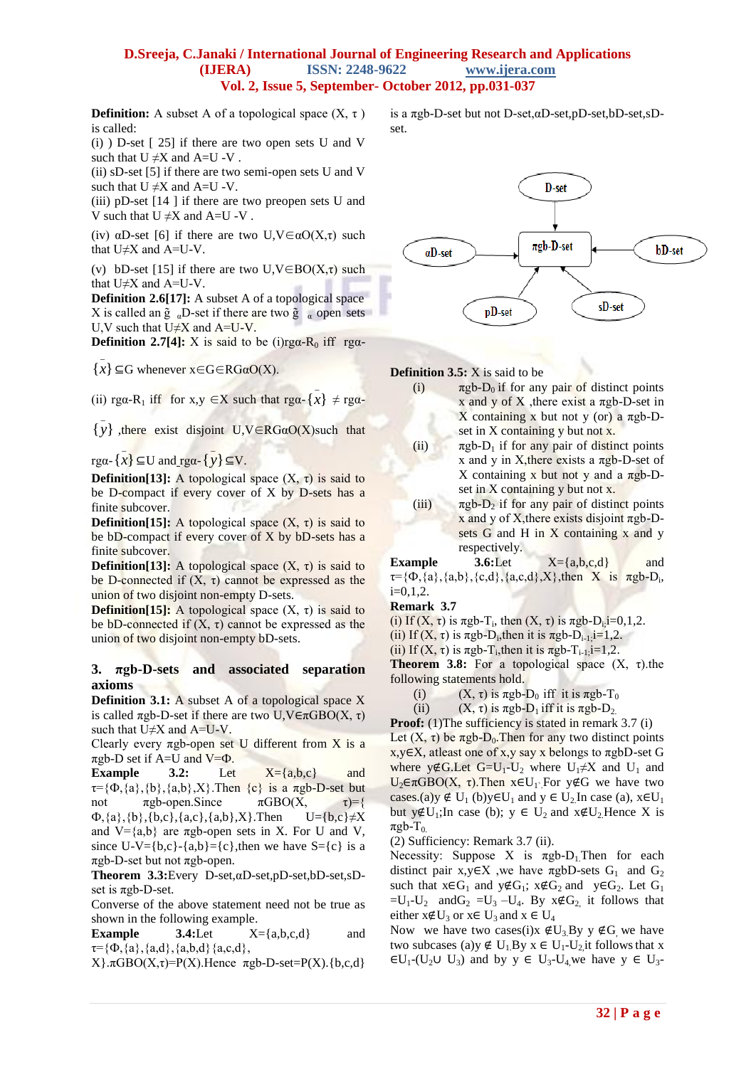**Definition:** A subset A of a topological space (X, τ ) is called:

(i) ) D-set [ 25] if there are two open sets U and V such that U ≠X and A=U -V .

(ii) sD-set [5] if there are two semi-open sets U and V such that U ≠X and A=U -V.

(iii) pD-set [14 ] if there are two preopen sets U and V such that U ≠X and A=U -V .

(iv) αD-set [6] if there are two U,V∈αO(X,τ) such that U≠X and A=U-V.

(v) bD-set [15] if there are two U,V∈BO(X,τ) such that U≠X and A=U-V.

**Definition 2.6[17]:** A subset A of a topological space X is called an $\tilde{g}_\alpha$D-set if there are two $\tilde{g}_\alpha$ open sets U,V such that U≠X and A=U-V.

**Definition 2.7[4]:** X is said to be (i)rgα-$R_0$ iff rgα-$\overline{\{x\}}$ ⊆G whenever x∈G∈RGαO(X).

(ii) rgα-$R_1$ iff for x,y ∈X such that rgα-$\overline{\{x\}}$ ≠ rgα-$\overline{\{y\}}$ ,there exist disjoint U,V∈RGαO(X)such that rgα-$\overline{\{x\}}$ ⊆U and rgα-$\overline{\{y\}}$ ⊆V.

**Definition[13]:** A topological space (X, τ) is said to be D-compact if every cover of X by D-sets has a finite subcover.

**Definition[15]:** A topological space (X, τ) is said to be bD-compact if every cover of X by bD-sets has a finite subcover.

**Definition[13]:** A topological space (X, τ) is said to be D-connected if (X, τ) cannot be expressed as the union of two disjoint non-empty D-sets.

**Definition[15]:** A topological space (X, τ) is said to be bD-connected if (X, τ) cannot be expressed as the union of two disjoint non-empty bD-sets.

## 3. πgb-D-sets and associated separation axioms

**Definition 3.1:** A subset A of a topological space X is called πgb-D-set if there are two U,V∈πGBO(X, τ) such that U≠X and A=U-V.

Clearly every πgb-open set U different from X is a πgb-D set if A=U and V=Φ.

**Example 3.2:** Let X={a,b,c} and τ={Φ,{a},{b},{a,b},X}.Then {c} is a πgb-D-set but not πgb-open.Since πGBO(X, τ)={ Φ,{a},{b},{b,c},{a,c},{a,b},X}.Then U={b,c}≠X and V={a,b} are πgb-open sets in X. For U and V, since U-V={b,c}-{a,b}={c},then we have S={c} is a πgb-D-set but not πgb-open.

**Theorem 3.3:**Every D-set,αD-set,pD-set,bD-set,sD-set is πgb-D-set.

Converse of the above statement need not be true as shown in the following example.

**Example 3.4:**Let X={a,b,c,d} and τ={Φ,{a},{a,d},{a,b,d} {a,c,d}, X}.πGBO(X,τ)=P(X).Hence πgb-D-set=P(X).{b,c,d} is a πgb-D-set but not D-set,αD-set,pD-set,bD-set,sD-set.

(Diagram: D-set → πgb-D-set; αD-set → πgb-D-set; bD-set → πgb-D-set; pD-set → πgb-D-set; sD-set → πgb-D-set)

**Definition 3.5:** X is said to be

(i) πgb-$D_0$ if for any pair of distinct points x and y of X ,there exist a πgb-D-set in X containing x but not y (or) a πgb-D-set in X containing y but not x.

(ii) πgb-$D_1$ if for any pair of distinct points x and y in X,there exists a πgb-D-set of X containing x but not y and a πgb-D-set in X containing y but not x.

(iii) πgb-$D_2$ if for any pair of distinct points x and y of X,there exists disjoint πgb-D-sets G and H in X containing x and y respectively.

**Example 3.6:**Let X={a,b,c,d} and τ={Φ,{a},{a,b},{c,d},{a,c,d},X},then X is πgb-$D_i$, i=0,1,2.

**Remark 3.7**

(i) If (X, τ) is πgb-$T_i$, then (X, τ) is πgb-$D_i$,i=0,1,2.

(ii) If (X, τ) is πgb-$D_i$,then it is πgb-$D_{i-1}$,i=1,2.

(ii) If (X, τ) is πgb-$T_i$,then it is πgb-$T_{i-1}$,i=1,2.

**Theorem 3.8:** For a topological space (X, τ).the following statements hold.

(i) (X, τ) is πgb-$D_0$ iff it is πgb-$T_0$

(ii) (X, τ) is πgb-$D_1$ iff it is πgb-$D_2$.

**Proof:** (1)The sufficiency is stated in remark 3.7 (i)

Let (X, τ) be πgb-$D_0$.Then for any two distinct points x,y∈X, atleast one of x,y say x belongs to πgbD-set G where y∉G.Let G=$U_1$-$U_2$ where $U_1$≠X and $U_1$ and $U_2$∈πGBO(X, τ).Then x∈$U_1$. For y∉G we have two cases.(a)y ∉ $U_1$ (b)y∈$U_1$ and y ∈ $U_2$.In case (a), x∈$U_1$ but y∉$U_1$;In case (b); y ∈ $U_2$ and x∉$U_2$.Hence X is πgb-$T_0$.

(2) Sufficiency: Remark 3.7 (ii).

Necessity: Suppose X is πgb-$D_1$.Then for each distinct pair x,y∈X ,we have πgbD-sets $G_1$ and $G_2$ such that x∈$G_1$ and y∉$G_1$; x∉$G_2$ and y∈$G_2$. Let $G_1$ =$U_1$-$U_2$ and$G_2$ =$U_3$ –$U_4$. By x∉$G_2$, it follows that either x∉$U_3$ or x∈ $U_3$ and x ∈ $U_4$

Now we have two cases(i)x ∉$U_3$.By y ∉G we have two subcases (a)y ∉ $U_1$.By x ∈ $U_1$-$U_2$,it follows that x ∈$U_1$-($U_2$∪ $U_3$) and by y ∈ $U_3$-$U_4$,we have y ∈ $U_3$-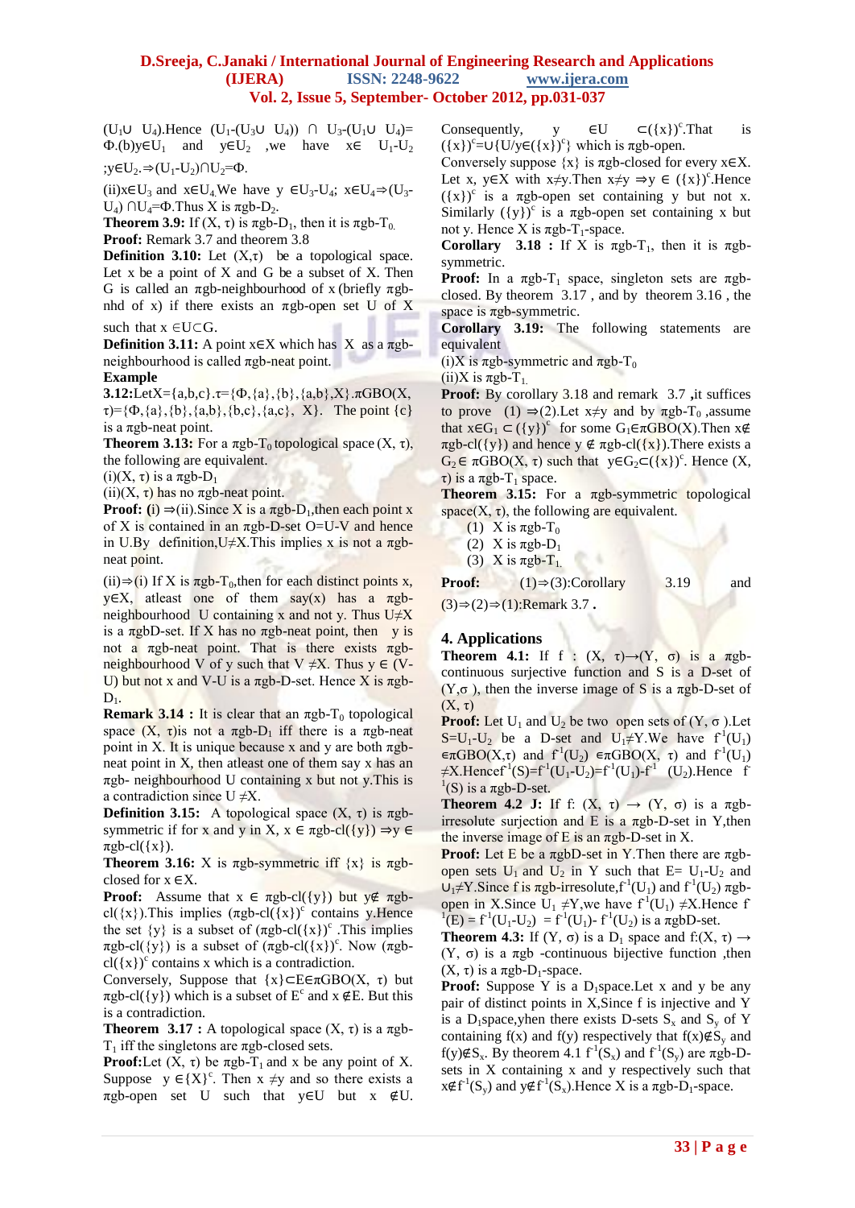$(U_1 \cup U_4)$.Hence $(U_1-(U_3 \cup U_4)) \cap U_3-(U_1 \cup U_4)=\Phi$.(b)$y \in U_1$ and $y \in U_2$ ,we have $x \in U_1-U_2$ ;$y \in U_2 \Rightarrow (U_1-U_2) \cap U_2=\Phi$.

(ii)$x \in U_3$ and $x \in U_4$.We have $y \in U_3-U_4$; $x \in U_4 \Rightarrow (U_3-U_4) \cap U_4=\Phi$.Thus X is $\pi$gb-$D_2$.

**Theorem 3.9:** If $(X, \tau)$ is $\pi$gb-$D_1$, then it is $\pi$gb-$T_0$.

**Proof:** Remark 3.7 and theorem 3.8

**Definition 3.10:** Let $(X,\tau)$ be a topological space. Let x be a point of X and G be a subset of X. Then G is called an $\pi$gb-neighbourhood of x (briefly $\pi$gb-nhd of x) if there exists an $\pi$gb-open set U of X such that $x \in U \subset G$.

**Definition 3.11:** A point $x \in X$ which has X as a $\pi$gb-neighbourhood is called $\pi$gb-neat point.

**Example**

**3.12:**Let$X=\{a,b,c\}$.$\tau=\{\Phi,\{a\},\{b\},\{a,b\},X\}$.$\pi$GBO$(X,\tau)=\{\Phi,\{a\},\{b\},\{a,b\},\{b,c\},\{a,c\}, X\}$. The point $\{c\}$ is a $\pi$gb-neat point.

**Theorem 3.13:** For a $\pi$gb-$T_0$ topological space $(X, \tau)$, the following are equivalent.

(i)$(X, \tau)$ is a $\pi$gb-$D_1$

(ii)$(X, \tau)$ has no $\pi$gb-neat point.

**Proof:** **(**i) $\Rightarrow$(ii).Since X is a $\pi$gb-$D_1$,then each point x of X is contained in an $\pi$gb-D-set O=U-V and hence in U.By definition,$U \neq X$.This implies x is not a $\pi$gb-neat point.

(ii)$\Rightarrow$(i) If X is $\pi$gb-$T_0$,then for each distinct points x, $y \in X$, atleast one of them say(x) has a $\pi$gb-neighbourhood U containing x and not y. Thus $U \neq X$ is a $\pi$gbD-set. If X has no $\pi$gb-neat point, then y is not a $\pi$gb-neat point. That is there exists $\pi$gb-neighbourhood V of y such that $V \neq X$. Thus $y \in$ (V-U) but not x and V-U is a $\pi$gb-D-set. Hence X is $\pi$gb-$D_1$.

**Remark 3.14 :** It is clear that an $\pi$gb-$T_0$ topological space $(X, \tau)$is not a $\pi$gb-$D_1$ iff there is a $\pi$gb-neat point in X. It is unique because x and y are both $\pi$gb-neat point in X, then atleast one of them say x has an $\pi$gb- neighbourhood U containing x but not y.This is a contradiction since $U \neq X$.

**Definition 3.15:** A topological space $(X, \tau)$ is $\pi$gb-symmetric if for x and y in X, $x \in \pi$gb-cl$(\{y\}) \Rightarrow y \in \pi$gb-cl$(\{x\})$.

**Theorem 3.16:** X is $\pi$gb-symmetric iff $\{x\}$ is $\pi$gb-closed for $x \in X$.

**Proof:** Assume that $x \in \pi$gb-cl$(\{y\})$ but $y \notin \pi$gb-cl$(\{x\})$.This implies $(\pi$gb-cl$(\{x\})^c$ contains y.Hence the set $\{y\}$ is a subset of $(\pi$gb-cl$(\{x\})^c$ .This implies $\pi$gb-cl$(\{y\})$ is a subset of $(\pi$gb-cl$(\{x\})^c$. Now $(\pi$gb-cl$(\{x\})^c$ contains x which is a contradiction.

Conversely, Suppose that $\{x\} \subset E \in \pi$GBO$(X, \tau)$ but $\pi$gb-cl$(\{y\})$ which is a subset of $E^c$ and $x \notin E$. But this is a contradiction.

**Theorem 3.17 :** A topological space $(X, \tau)$ is a $\pi$gb-$T_1$ iff the singletons are $\pi$gb-closed sets.

**Proof:**Let $(X, \tau)$ be $\pi$gb-$T_1$ and x be any point of X. Suppose $y \in \{X\}^c$. Then $x \neq y$ and so there exists a $\pi$gb-open set U such that $y \in U$ but $x \notin U$. Consequently, $y \in U \subset (\{x\})^c$.That is $(\{x\})^c = \cup\{U/y \in (\{x\})^c\}$ which is $\pi$gb-open.

Conversely suppose $\{x\}$ is $\pi$gb-closed for every $x \in X$. Let x, $y \in X$ with $x \neq y$.Then $x \neq y \Rightarrow y \in (\{x\})^c$.Hence $(\{x\})^c$ is a $\pi$gb-open set containing y but not x. Similarly $(\{y\})^c$ is a $\pi$gb-open set containing x but not y. Hence X is $\pi$gb-$T_1$-space.

**Corollary 3.18 :** If X is $\pi$gb-$T_1$, then it is $\pi$gb-symmetric.

**Proof:** In a $\pi$gb-$T_1$ space, singleton sets are $\pi$gb-closed. By theorem 3.17 , and by theorem 3.16 , the space is $\pi$gb-symmetric.

**Corollary 3.19:** The following statements are equivalent

(i)X is $\pi$gb-symmetric and $\pi$gb-$T_0$

(ii)X is $\pi$gb-$T_1$.

**Proof:** By corollary 3.18 and remark 3.7 ,it suffices to prove (1) $\Rightarrow$(2).Let $x \neq y$ and by $\pi$gb-$T_0$ ,assume that $x \in G_1 \subset (\{y\})^c$ for some $G_1 \in \pi$GBO(X).Then $x \notin \pi$gb-cl$(\{y\})$ and hence $y \notin \pi$gb-cl$(\{x\})$.There exists a $G_2 \in \pi$GBO$(X, \tau)$ such that $y \in G_2 \subset (\{x\})^c$. Hence $(X, \tau)$ is a $\pi$gb-$T_1$ space.

**Theorem 3.15:** For a $\pi$gb-symmetric topological space$(X, \tau)$, the following are equivalent.

1. X is $\pi$gb-$T_0$
2. X is $\pi$gb-$D_1$
3. X is $\pi$gb-$T_1$.

**Proof:** (1)$\Rightarrow$(3):Corollary 3.19 and (3)$\Rightarrow$(2)$\Rightarrow$(1):Remark 3.7 **.**

## 4. Applications

**Theorem 4.1:** If f : $(X, \tau) \rightarrow (Y, \sigma)$ is a $\pi$gb-continuous surjective function and S is a D-set of $(Y,\sigma)$, then the inverse image of S is a $\pi$gb-D-set of $(X, \tau)$

**Proof:** Let $U_1$ and $U_2$ be two open sets of $(Y, \sigma)$.Let $S=U_1-U_2$ be a D-set and $U_1 \neq Y$.We have $f^{-1}(U_1) \in \pi$GBO$(X,\tau)$ and $f^{-1}(U_2) \in \pi$GBO$(X, \tau)$ and $f^{-1}(U_1) \neq X$.Hence$f^{-1}(S)=f^{-1}(U_1-U_2)=f^{-1}(U_1)-f^{-1}(U_2)$.Hence $f^{-1}(S)$ is a $\pi$gb-D-set.

**Theorem 4.2 J:** If f: $(X, \tau) \rightarrow (Y, \sigma)$ is a $\pi$gb-irresolute surjection and E is a $\pi$gb-D-set in Y,then the inverse image of E is an $\pi$gb-D-set in X.

**Proof:** Let E be a $\pi$gbD-set in Y.Then there are $\pi$gb-open sets $U_1$ and $U_2$ in Y such that $E= U_1-U_2$ and $U_1 \neq Y$.Since f is $\pi$gb-irresolute,$f^{-1}(U_1)$ and $f^{-1}(U_2)$ $\pi$gb-open in X.Since $U_1 \neq Y$,we have $f^{-1}(U_1) \neq X$.Hence $f^{-1}(E) = f^{-1}(U_1-U_2) = f^{-1}(U_1)- f^{-1}(U_2)$ is a $\pi$gbD-set.

**Theorem 4.3:** If $(Y, \sigma)$ is a $D_1$ space and f:$(X, \tau) \rightarrow (Y, \sigma)$ is a $\pi$gb -continuous bijective function ,then $(X, \tau)$ is a $\pi$gb-$D_1$-space.

**Proof:** Suppose Y is a $D_1$space.Let x and y be any pair of distinct points in X,Since f is injective and Y is a $D_1$space,yhen there exists D-sets $S_x$ and $S_y$ of Y containing f(x) and f(y) respectively that $f(x) \notin S_y$ and $f(y) \notin S_x$. By theorem 4.1 $f^{-1}(S_x)$ and $f^{-1}(S_y)$ are $\pi$gb-D-sets in X containing x and y respectively such that $x \notin f^{-1}(S_y)$ and $y \notin f^{-1}(S_x)$.Hence X is a $\pi$gb-$D_1$-space.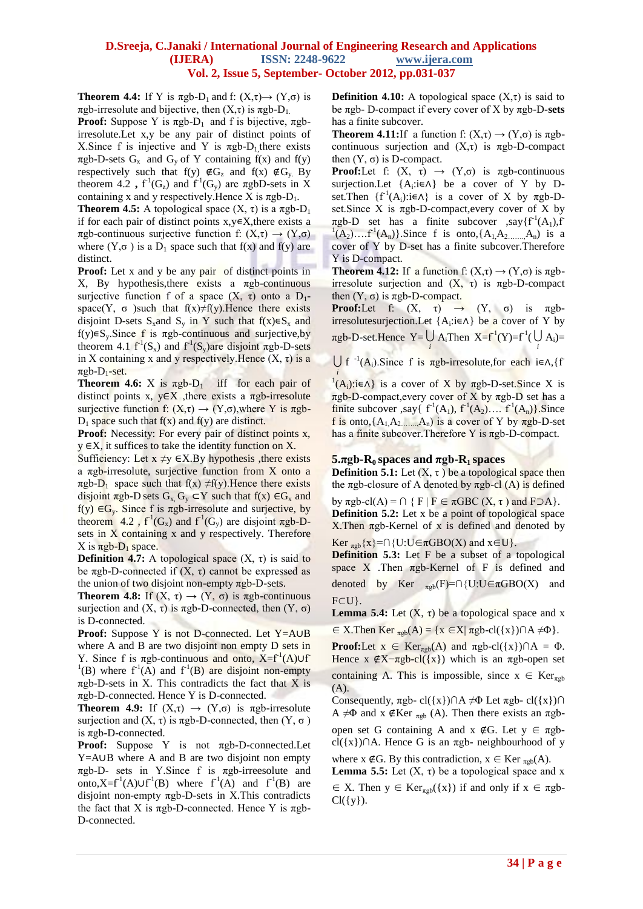**Theorem 4.4:** If Y is $\pi$gb-$D_1$ and f: $(X,\tau)\rightarrow(Y,\sigma)$ is $\pi$gb-irresolute and bijective, then $(X,\tau)$ is $\pi$gb-$D_1$.

**Proof:** Suppose Y is $\pi$gb-$D_1$ and f is bijective, $\pi$gb-irresolute.Let x,y be any pair of distinct points of X.Since f is injective and Y is $\pi$gb-$D_1$,there exists $\pi$gb-D-sets $G_x$ and $G_y$ of Y containing f(x) and f(y) respectively such that f(y) $\notin G_z$ and f(x) $\notin G_y$. By theorem 4.2 , $f^{-1}(G_z)$ and $f^{-1}(G_y)$ are $\pi$gbD-sets in X containing x and y respectively.Hence X is $\pi$gb-$D_1$.

**Theorem 4.5:** A topological space $(X, \tau)$ is a $\pi$gb-$D_1$ if for each pair of distinct points x,y$\in$X,there exists a $\pi$gb-continuous surjective function f: $(X,\tau)\rightarrow(Y,\sigma)$ where $(Y,\sigma)$ is a $D_1$ space such that f(x) and f(y) are distinct.

**Proof:** Let x and y be any pair of distinct points in X, By hypothesis,there exists a $\pi$gb-continuous surjective function f of a space $(X, \tau)$ onto a $D_1$-space$(Y, \sigma)$such that f(x)$\neq$f(y).Hence there exists disjoint D-sets $S_x$and $S_y$ in Y such that f(x)$\in S_x$ and f(y)$\in S_y$.Since f is $\pi$gb-continuous and surjective,by theorem 4.1 $f^{-1}(S_x)$ and $f^{-1}(S_y)$are disjoint $\pi$gb-D-sets in X containing x and y respectively.Hence $(X, \tau)$ is a $\pi$gb-$D_1$-set.

**Theorem 4.6:** X is $\pi$gb-$D_1$ iff for each pair of distinct points x, y$\in$X ,there exists a $\pi$gb-irresolute surjective function f: $(X,\tau)\rightarrow(Y,\sigma)$,where Y is $\pi$gb-$D_1$ space such that f(x) and f(y) are distinct.

**Proof:** Necessity: For every pair of distinct points x, y $\in$X, it suffices to take the identity function on X.

Sufficiency: Let x $\neq$y $\in$X.By hypothesis ,there exists a $\pi$gb-irresolute, surjective function from X onto a $\pi$gb-$D_1$ space such that f(x) $\neq$f(y).Hence there exists disjoint $\pi$gb-D sets $G_x$, $G_y$ $\subset$Y such that f(x) $\in G_x$ and f(y) $\in G_y$. Since f is $\pi$gb-irresolute and surjective, by theorem 4.2 , $f^{-1}(G_x)$ and $f^{-1}(G_y)$ are disjoint $\pi$gb-D-sets in X containing x and y respectively. Therefore X is $\pi$gb-$D_1$ space.

**Definition 4.7:** A topological space $(X, \tau)$ is said to be $\pi$gb-D-connected if $(X, \tau)$ cannot be expressed as the union of two disjoint non-empty $\pi$gb-D-sets.

**Theorem 4.8:** If $(X, \tau)\rightarrow(Y, \sigma)$ is $\pi$gb-continuous surjection and $(X, \tau)$ is $\pi$gb-D-connected, then $(Y, \sigma)$ is D-connected.

**Proof:** Suppose Y is not D-connected. Let Y=A$\cup$B where A and B are two disjoint non empty D sets in Y. Since f is $\pi$gb-continuous and onto, X=$f^{-1}(A)\cup f^{-1}(B)$ where $f^{-1}(A)$ and $f^{-1}(B)$ are disjoint non-empty $\pi$gb-D-sets in X. This contradicts the fact that X is $\pi$gb-D-connected. Hence Y is D-connected.

**Theorem 4.9:** If $(X,\tau)\rightarrow(Y,\sigma)$ is $\pi$gb-irresolute surjection and $(X, \tau)$ is $\pi$gb-D-connected, then $(Y, \sigma)$ is $\pi$gb-D-connected.

**Proof:** Suppose Y is not $\pi$gb-D-connected.Let Y=A$\cup$B where A and B are two disjoint non empty $\pi$gb-D- sets in Y.Since f is $\pi$gb-irreesolute and onto,X=$f^{-1}(A)\cup f^{-1}(B)$ where $f^{-1}(A)$ and $f^{-1}(B)$ are disjoint non-empty $\pi$gb-D-sets in X.This contradicts the fact that X is $\pi$gb-D-connected. Hence Y is $\pi$gb-D-connected.

**Definition 4.10:** A topological space $(X,\tau)$ is said to be $\pi$gb- D-compact if every cover of X by $\pi$gb-D-**sets** has a finite subcover.

**Theorem 4.11:**If a function f: $(X,\tau)\rightarrow(Y,\sigma)$ is $\pi$gb-continuous surjection and $(X,\tau)$ is $\pi$gb-D-compact then $(Y, \sigma)$ is D-compact.

**Proof:**Let f: $(X, \tau)\rightarrow(Y,\sigma)$ is $\pi$gb-continuous surjection.Let $\{A_i:i\in\wedge\}$ be a cover of Y by D-set.Then $\{f^{-1}(A_i):i\in\wedge\}$ is a cover of X by $\pi$gb-D-set.Since X is $\pi$gb-D-compact,every cover of X by $\pi$gb-D set has a finite subcover ,say$\{f^{-1}(A_1),f^{-1}(A_2)....f^{-1}(A_n)\}$.Since f is onto,$\{A_1,A_2,......,A_n\}$ is a cover of Y by D-set has a finite subcover.Therefore Y is D-compact.

**Theorem 4.12:** If a function f: $(X,\tau)\rightarrow(Y,\sigma)$ is $\pi$gb-irresolute surjection and $(X, \tau)$ is $\pi$gb-D-compact then $(Y, \sigma)$ is $\pi$gb-D-compact.

**Proof:**Let f: $(X, \tau)\rightarrow(Y, \sigma)$ is $\pi$gb-irresolutesurjection.Let $\{A_i:i\in\wedge\}$ be a cover of Y by $\pi$gb-D-set.Hence Y=$\bigcup_i A_i$Then X=$f^{-1}(Y)$=$f^{-1}(\bigcup_i A_i)$=$\bigcup_i f^{-1}(A_i)$.Since f is $\pi$gb-irresolute,for each i$\in\wedge$,$\{f^{-1}(A_i):i\in\wedge\}$ is a cover of X by $\pi$gb-D-set.Since X is $\pi$gb-D-compact,every cover of X by $\pi$gb-D set has a finite subcover ,say$\{f^{-1}(A_1), f^{-1}(A_2).... f^{-1}(A_n)\}$.Since f is onto,$\{A_1,A_2,......,A_n\}$ is a cover of Y by $\pi$gb-D-set has a finite subcover.Therefore Y is $\pi$gb-D-compact.

## 5.$\pi$gb-$R_0$ spaces and $\pi$gb-$R_1$ spaces

**Definition 5.1:** Let $(X, \tau)$ be a topological space then the $\pi$gb-closure of A denoted by $\pi$gb-cl (A) is defined by $\pi$gb-cl(A) = $\cap$ { F | F $\in\pi$GBC $(X, \tau)$ and F$\supset$A}.

**Definition 5.2:** Let x be a point of topological space X.Then $\pi$gb-Kernel of x is defined and denoted by $Ker_{\pi gb}\{x\}$=$\cap$\{U:U$\in\pi$GBO(X) and x$\in$U\}.

**Definition 5.3:** Let F be a subset of a topological space X .Then $\pi$gb-Kernel of F is defined and denoted by $Ker_{\pi gb}(F)$=$\cap$\{U:U$\in\pi$GBO(X) and F$\subset$U\}.

**Lemma 5.4:** Let $(X, \tau)$ be a topological space and x $\in$ X.Then $Ker_{\pi gb}(A)$ = \{x $\in$X| $\pi$gb-cl(\{x\})$\cap$A $\neq\Phi$\}.

**Proof:**Let x $\in$ $Ker_{\pi gb}(A)$ and $\pi$gb-cl(\{x\})$\cap$A = $\Phi$. Hence x $\notin$X$-\pi$gb-cl(\{x\}) which is an $\pi$gb-open set containing A. This is impossible, since x $\in$ $Ker_{\pi gb}$(A).

Consequently, $\pi$gb- cl(\{x\})$\cap$A $\neq\Phi$ Let $\pi$gb- cl(\{x\})$\cap$A $\neq\Phi$ and x $\notin Ker_{\pi gb}$ (A). Then there exists an $\pi$gb-open set G containing A and x $\notin$G. Let y $\in$ $\pi$gb-cl(\{x\})$\cap$A. Hence G is an $\pi$gb- neighbourhood of y where x $\notin$G. By this contradiction, x $\in$ $Ker_{\pi gb}$(A).

**Lemma 5.5:** Let $(X, \tau)$ be a topological space and x $\in$ X. Then y $\in$ $Ker_{\pi gb}$(\{x\}) if and only if x $\in$ $\pi$gb-Cl(\{y\}).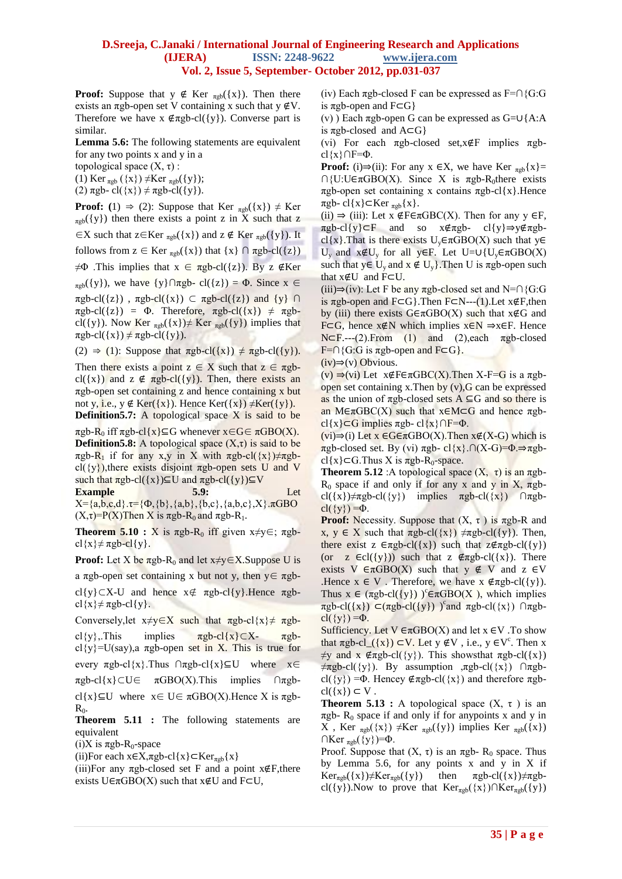**Proof:** Suppose that $y \notin \text{Ker}_{\pi gb}(\{x\})$. Then there exists an πgb-open set V containing x such that $y \notin V$. Therefore we have $x \notin \pi gb\text{-cl}(\{y\})$. Converse part is similar.

**Lemma 5.6:** The following statements are equivalent for any two points x and y in a topological space $(X, \tau)$ :

(1) $\text{Ker}_{\pi gb}(\{x\}) \neq \text{Ker}_{\pi gb}(\{y\})$;

(2) $\pi gb\text{-cl}(\{x\}) \neq \pi gb\text{-cl}(\{y\})$.

**Proof:** **(**1) ⇒ (2): Suppose that $\text{Ker}_{\pi gb}(\{x\}) \neq \text{Ker}_{\pi gb}(\{y\})$ then there exists a point z in X such that $z \in X$ such that $z \in \text{Ker}_{\pi gb}(\{x\})$ and $z \notin \text{Ker}_{\pi gb}(\{y\})$. It follows from $z \in \text{Ker}_{\pi gb}(\{x\})$ that $\{x\} \cap \pi gb\text{-cl}(\{z\}) \neq \Phi$ .This implies that $x \in \pi gb\text{-cl}(\{z\})$. By $z \notin \text{Ker}_{\pi gb}(\{y\})$, we have $\{y\} \cap \pi gb\text{-cl}(\{z\}) = \Phi$. Since $x \in \pi gb\text{-cl}(\{z\})$ , $\pi gb\text{-cl}(\{x\}) \subset \pi gb\text{-cl}(\{z\})$ and $\{y\} \cap \pi gb\text{-cl}(\{z\}) = \Phi$. Therefore, $\pi gb\text{-cl}(\{x\}) \neq \pi gb\text{-cl}(\{y\})$. Now $\text{Ker}_{\pi gb}(\{x\}) \neq \text{Ker}_{\pi gb}(\{y\})$ implies that $\pi gb\text{-cl}(\{x\}) \neq \pi gb\text{-cl}(\{y\})$.

(2) ⇒ (1): Suppose that $\pi gb\text{-cl}(\{x\}) \neq \pi gb\text{-cl}(\{y\})$. Then there exists a point $z \in X$ such that $z \in \pi gb\text{-cl}(\{x\})$ and $z \notin \pi gb\text{-cl}(\{y\})$. Then, there exists an πgb-open set containing z and hence containing x but not y, i.e., $y \notin \text{Ker}(\{x\})$. Hence $\text{Ker}(\{x\}) \neq \text{Ker}(\{y\})$.

**Definition5.7:** A topological space X is said to be $\pi gb\text{-}R_0$ iff $\pi gb\text{-cl}\{x\} \subseteq G$ whenever $x \in G \in \pi GBO(X)$.

**Definition5.8:** A topological space $(X,\tau)$ is said to be $\pi gb\text{-}R_1$ if for any x,y in X with $\pi gb\text{-cl}(\{x\}) \neq \pi gb\text{-cl}(\{y\})$,there exists disjoint πgb-open sets U and V such that $\pi gb\text{-cl}(\{x\}) \subseteq U$ and $\pi gb\text{-cl}(\{y\}) \subseteq V$

**Example 5.9:** Let $X=\{a,b,c,d\}$. $\tau=\{\Phi,\{b\},\{a,b\},\{b,c\},\{a,b,c\},X\}$. $\pi GBO(X,\tau)=P(X)$Then X is $\pi gb\text{-}R_0$ and $\pi gb\text{-}R_1$.

**Theorem 5.10 :** X is $\pi gb\text{-}R_0$ iff given $x \neq y \in$; $\pi gb\text{-cl}\{x\} \neq \pi gb\text{-cl}\{y\}$.

**Proof:** Let X be $\pi gb\text{-}R_0$ and let $x \neq y \in X$.Suppose U is a πgb-open set containing x but not y, then $y \in \pi gb\text{-cl}\{y\} \subset X-U$ and hence $x \notin \pi gb\text{-cl}\{y\}$.Hence $\pi gb\text{-cl}\{x\} \neq \pi gb\text{-cl}\{y\}$.

Conversely,let $x \neq y \in X$ such that $\pi gb\text{-cl}\{x\} \neq \pi gb\text{-cl}\{y\}$,.This implies $\pi gb\text{-cl}\{x\} \subset X- \pi gb\text{-cl}\{y\}=U$(say),a πgb-open set in X. This is true for every $\pi gb\text{-cl}\{x\}$.Thus $\cap \pi gb\text{-cl}\{x\} \subseteq U$ where $x \in \pi gb\text{-cl}\{x\} \subset U \in \pi GBO(X)$.This implies $\cap \pi gb\text{-cl}\{x\} \subseteq U$ where $x \in U \in \pi GBO(X)$.Hence X is $\pi gb\text{-}R_0$.

**Theorem 5.11 :** The following statements are equivalent

(i)X is $\pi gb\text{-}R_0$-space

(ii)For each $x \in X$,$\pi gb\text{-cl}\{x\} \subset \text{Ker}_{\pi gb}\{x\}$

(iii)For any πgb-closed set F and a point $x \notin F$,there exists $U \in \pi GBO(X)$ such that $x \notin U$ and $F \subset U$,

(iv) Each πgb-closed F can be expressed as $F=\cap\{G:G$ is πgb-open and $F \subset G\}$

(v) ) Each πgb-open G can be expressed as $G=\cup\{A:A$ is πgb-closed and $A \subset G\}$

(vi) For each πgb-closed set,$x \notin F$ implies $\pi gb\text{-cl}\{x\} \cap F=\Phi$.

**Proof:** (i)⇒(ii): For any $x \in X$, we have $\text{Ker}_{\pi gb}\{x\}= \cap\{U:U \in \pi GBO(X)$. Since X is $\pi gb\text{-}R_0$there exists πgb-open set containing x contains $\pi gb\text{-cl}\{x\}$.Hence $\pi gb\text{-cl}\{x\} \subset \text{Ker}_{\pi gb}\{x\}$.

(ii) ⇒ (iii): Let $x \notin F \in \pi GBC(X)$. Then for any $y \in F$, $\pi gb\text{-cl}\{y\} \subset F$ and so $x \notin \pi gb\text{-cl}\{y\} \Rightarrow y \notin \pi gb\text{-cl}\{x\}$.That is there exists $U_y \in \pi GBO(X)$ such that $y \in U_y$ and $x \notin U_y$ for all $y \in F$. Let $U=\cup\{U_y \in \pi GBO(X)$ such that $y \in U_y$ and $x \notin U_y\}$.Then U is πgb-open such that $x \notin U$ and $F \subset U$.

(iii)⇒(iv): Let F be any πgb-closed set and $N=\cap\{G:G$ is πgb-open and $F \subset G\}$.Then $F \subset N$---(1).Let $x \notin F$,then by (iii) there exists $G \in \pi GBO(X)$ such that $x \notin G$ and $F \subset G$, hence $x \notin N$ which implies $x \in N \Rightarrow x \in F$. Hence $N \subset F$.---(2).From (1) and (2),each πgb-closed $F=\cap\{G:G$ is πgb-open and $F \subset G\}$.

(iv)⇒(v) Obvious.

(v) ⇒(vi) Let $x \notin F \in \pi GBC(X)$.Then $X\text{-}F=G$ is a πgb-open set containing x.Then by (v),G can be expressed as the union of πgb-closed sets $A \subseteq G$ and so there is an $M \in \pi GBC(X)$ such that $x \in M \subset G$ and hence $\pi gb\text{-cl}\{x\} \subset G$ implies $\pi gb\text{-cl}\{x\} \cap F=\Phi$.

(vi)⇒(i) Let $x \in G \in \pi GBO(X)$.Then $x \notin (X\text{-}G)$ which is πgb-closed set. By (vi) $\pi gb\text{-cl}\{x\}.\cap(X\text{-}G)=\Phi \Rightarrow \pi gb\text{-cl}\{x\} \subset G$.Thus X is $\pi gb\text{-}R_0$-space.

**Theorem 5.12** :A topological space $(X, \tau)$ is an $\pi gb\text{-}R_0$ space if and only if for any x and y in X, $\pi gb\text{-cl}(\{x\}) \neq \pi gb\text{-cl}(\{y\})$ implies $\pi gb\text{-cl}(\{x\}) \cap \pi gb\text{-cl}(\{y\}) =\Phi$.

**Proof:** Necessity. Suppose that $(X, \tau)$ is πgb-R and x, $y \in X$ such that $\pi gb\text{-cl}(\{x\}) \neq \pi gb\text{-cl}(\{y\})$. Then, there exist $z \in \pi gb\text{-cl}(\{x\})$ such that $z \notin \pi gb\text{-cl}(\{y\})$ (or $z \in cl(\{y\})$) such that $z \notin \pi gb\text{-cl}(\{x\})$. There exists $V \in \pi GBO(X)$ such that $y \notin V$ and $z \in V$ .Hence $x \in V$ . Therefore, we have $x \notin \pi gb\text{-cl}(\{y\})$. Thus $x \in (\pi gb\text{-cl}(\{y\}))^c \in \pi GBO(X)$, which implies $\pi gb\text{-cl}(\{x\}) \subset (\pi gb\text{-cl}(\{y\}))^c$and $\pi gb\text{-cl}(\{x\}) \cap \pi gb\text{-cl}(\{y\}) =\Phi$.

Sufficiency. Let $V \in \pi GBO(X)$ and let $x \in V$ .To show that $\pi gb\text{-cl}(\{x\}) \subset V$. Let $y \notin V$ , i.e., $y \in V^c$. Then $x \neq y$ and $x \notin \pi gb\text{-cl}(\{y\})$. This showsthat $\pi gb\text{-cl}(\{x\}) \neq \pi gb\text{-cl}(\{y\})$. By assumption ,$\pi gb\text{-cl}(\{x\}) \cap \pi gb\text{-cl}(\{y\}) =\Phi$. Hencey $\notin \pi gb\text{-cl}(\{x\})$ and therefore $\pi gb\text{-cl}(\{x\}) \subset V$ .

**Theorem 5.13** : A topological space $(X, \tau)$ is an $\pi gb\text{-}R_0$ space if and only if for anypoints x and y in X , $\text{Ker}_{\pi gb}(\{x\}) \neq \text{Ker}_{\pi gb}(\{y\})$ implies $\text{Ker}_{\pi gb}(\{x\}) \cap \text{Ker}_{\pi gb}(\{y\})=\Phi$.

Proof. Suppose that $(X, \tau)$ is an $\pi gb\text{-}R_0$ space. Thus by Lemma 5.6, for any points x and y in X if $\text{Ker}_{\pi gb}(\{x\}) \neq \text{Ker}_{\pi gb}(\{y\})$ then $\pi gb\text{-cl}(\{x\}) \neq \pi gb\text{-cl}(\{y\})$.Now to prove that $\text{Ker}_{\pi gb}(\{x\}) \cap \text{Ker}_{\pi gb}(\{y\})$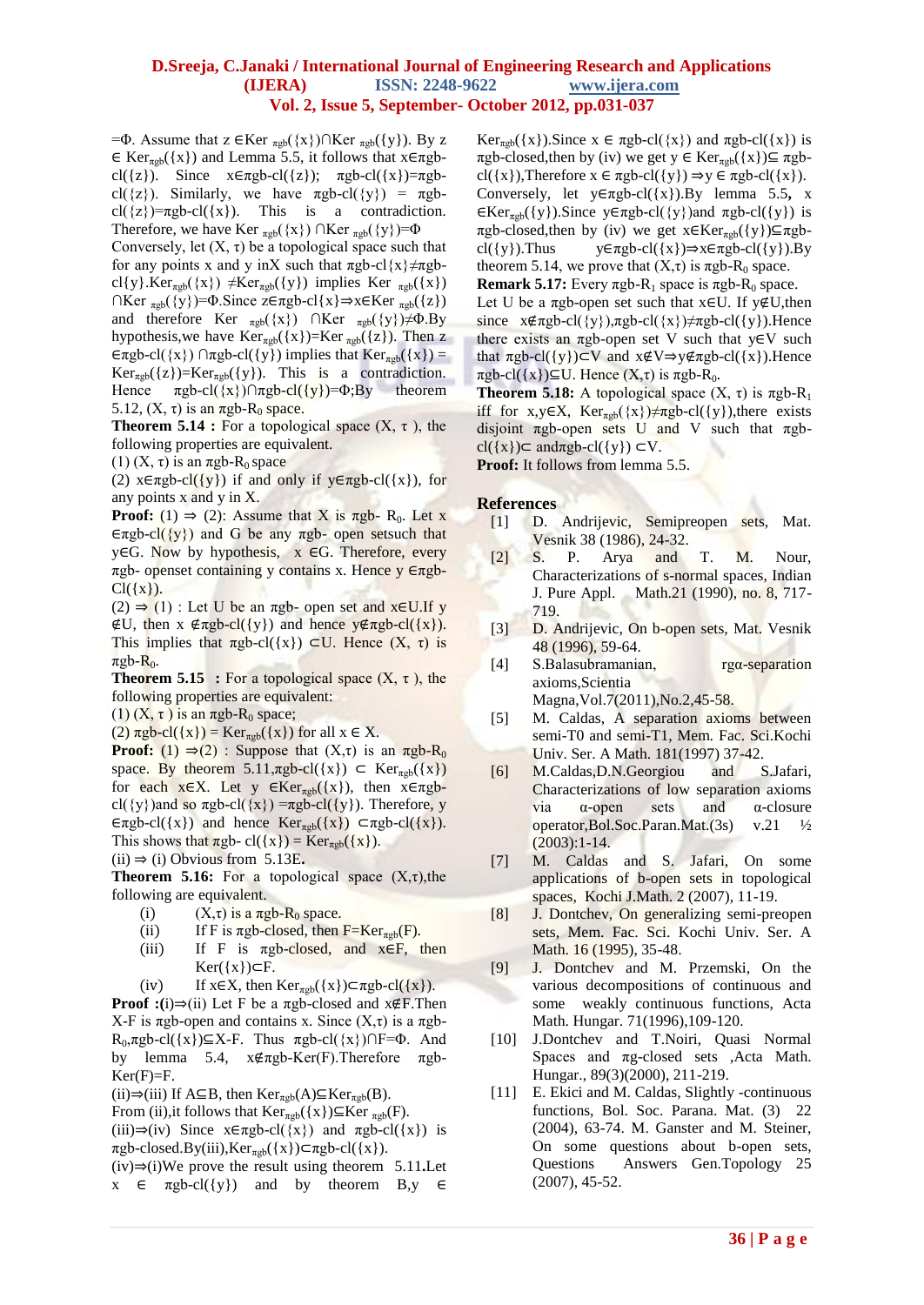$=\Phi$. Assume that $z \in \text{Ker}_{\pi gb}(\{x\}) \cap \text{Ker}_{\pi gb}(\{y\})$. By $z \in \text{Ker}_{\pi gb}(\{x\})$ and Lemma 5.5, it follows that $x \in \pi gb\text{-cl}(\{z\})$. Since $x \in \pi gb\text{-cl}(\{z\})$; $\pi gb\text{-cl}(\{x\}) = \pi gb\text{-cl}(\{z\})$. Similarly, we have $\pi gb\text{-cl}(\{y\}) = \pi gb\text{-cl}(\{z\}) = \pi gb\text{-cl}(\{x\})$. This is a contradiction. Therefore, we have $\text{Ker}_{\pi gb}(\{x\}) \cap \text{Ker}_{\pi gb}(\{y\}) = \Phi$

Conversely, let $(X, \tau)$ be a topological space such that for any points x and y inX such that $\pi gb\text{-cl}\{x\} \neq \pi gb\text{-cl}\{y\}$. $\text{Ker}_{\pi gb}(\{x\}) \neq \text{Ker}_{\pi gb}(\{y\})$ implies $\text{Ker}_{\pi gb}(\{x\}) \cap \text{Ker}_{\pi gb}(\{y\}) = \Phi$. Since $z \in \pi gb\text{-cl}\{x\} \Rightarrow x \in \text{Ker}_{\pi gb}(\{z\})$ and therefore $\text{Ker}_{\pi gb}(\{x\}) \cap \text{Ker}_{\pi gb}(\{y\}) \neq \Phi$. By hypothesis, we have $\text{Ker}_{\pi gb}(\{x\}) = \text{Ker}_{\pi gb}(\{z\})$. Then $z \in \pi gb\text{-cl}(\{x\}) \cap \pi gb\text{-cl}(\{y\})$ implies that $\text{Ker}_{\pi gb}(\{x\}) = \text{Ker}_{\pi gb}(\{z\}) = \text{Ker}_{\pi gb}(\{y\})$. This is a contradiction. Hence $\pi gb\text{-cl}(\{x\}) \cap \pi gb\text{-cl}(\{y\}) = \Phi$; By theorem 5.12, $(X, \tau)$ is an $\pi gb\text{-}R_0$ space.

**Theorem 5.14 :** For a topological space $(X, \tau)$, the following properties are equivalent.

(1) $(X, \tau)$ is an $\pi gb\text{-}R_0$ space

(2) $x \in \pi gb\text{-cl}(\{y\})$ if and only if $y \in \pi gb\text{-cl}(\{x\})$, for any points x and y in X.

**Proof:** (1) $\Rightarrow$ (2): Assume that X is $\pi gb\text{-}R_0$. Let $x \in \pi gb\text{-cl}(\{y\})$ and G be any $\pi gb$- open setsuch that $y \in G$. Now by hypothesis, $x \in G$. Therefore, every $\pi gb$- openset containing y contains x. Hence $y \in \pi gb\text{-Cl}(\{x\})$.

(2) $\Rightarrow$ (1) : Let U be an $\pi gb$- open set and $x \in U$. If $y \notin U$, then $x \notin \pi gb\text{-cl}(\{y\})$ and hence $y \notin \pi gb\text{-cl}(\{x\})$. This implies that $\pi gb\text{-cl}(\{x\}) \subset U$. Hence $(X, \tau)$ is $\pi gb\text{-}R_0$.

**Theorem 5.15 :** For a topological space $(X, \tau)$, the following properties are equivalent:

(1) $(X, \tau)$ is an $\pi gb\text{-}R_0$ space;

(2) $\pi gb\text{-cl}(\{x\}) = \text{Ker}_{\pi gb}(\{x\})$ for all $x \in X$.

**Proof:** (1) $\Rightarrow$(2) : Suppose that $(X,\tau)$ is an $\pi gb\text{-}R_0$ space. By theorem 5.11, $\pi gb\text{-cl}(\{x\}) \subset \text{Ker}_{\pi gb}(\{x\})$ for each $x \in X$. Let $y \in \text{Ker}_{\pi gb}(\{x\})$, then $x \in \pi gb\text{-cl}(\{y\})$ and so $\pi gb\text{-cl}(\{x\}) = \pi gb\text{-cl}(\{y\})$. Therefore, $y \in \pi gb\text{-cl}(\{x\})$ and hence $\text{Ker}_{\pi gb}(\{x\}) \subset \pi gb\text{-cl}(\{x\})$. This shows that $\pi gb\text{-cl}(\{x\}) = \text{Ker}_{\pi gb}(\{x\})$.

(ii) $\Rightarrow$ (i) Obvious from 5.13E**.**

**Theorem 5.16:** For a topological space $(X,\tau)$, the following are equivalent.

- (i) $(X,\tau)$ is a $\pi gb\text{-}R_0$ space.
- (ii) If F is $\pi gb$-closed, then $F = \text{Ker}_{\pi gb}(F)$.
- (iii) If F is $\pi gb$-closed, and $x \in F$, then $\text{Ker}(\{x\}) \subset F$.
- (iv) If $x \in X$, then $\text{Ker}_{\pi gb}(\{x\}) \subset \pi gb\text{-cl}(\{x\})$.

**Proof :**(i)$\Rightarrow$(ii) Let F be a $\pi gb$-closed and $x \notin F$. Then X-F is $\pi gb$-open and contains x. Since $(X,\tau)$ is a $\pi gb\text{-}R_0$, $\pi gb\text{-cl}(\{x\}) \subseteq X\text{-}F$. Thus $\pi gb\text{-cl}(\{x\}) \cap F = \Phi$. And by lemma 5.4, $x \notin \pi gb\text{-Ker}(F)$. Therefore $\pi gb\text{-Ker}(F) = F$.

(ii)$\Rightarrow$(iii) If $A \subseteq B$, then $\text{Ker}_{\pi gb}(A) \subseteq \text{Ker}_{\pi gb}(B)$.

From (ii), it follows that $\text{Ker}_{\pi gb}(\{x\}) \subseteq \text{Ker}_{\pi gb}(F)$.

(iii)$\Rightarrow$(iv) Since $x \in \pi gb\text{-cl}(\{x\})$ and $\pi gb\text{-cl}(\{x\})$ is $\pi gb$-closed. By(iii), $\text{Ker}_{\pi gb}(\{x\}) \subset \pi gb\text{-cl}(\{x\})$.

(iv)$\Rightarrow$(i)We prove the result using theorem 5.11. Let $x \in \pi gb\text{-cl}(\{y\})$ and by theorem B, $y \in \text{Ker}_{\pi gb}(\{x\})$. Since $x \in \pi gb\text{-cl}(\{x\})$ and $\pi gb\text{-cl}(\{x\})$ is $\pi gb$-closed, then by (iv) we get $y \in \text{Ker}_{\pi gb}(\{x\}) \subseteq \pi gb\text{-cl}(\{x\})$, Therefore $x \in \pi gb\text{-cl}(\{y\}) \Rightarrow y \in \pi gb\text{-cl}(\{x\})$.

Conversely, let $y \in \pi gb\text{-cl}(\{x\})$. By lemma 5.5**,** $x \in \text{Ker}_{\pi gb}(\{y\})$. Since $y \in \pi gb\text{-cl}(\{y\})$ and $\pi gb\text{-cl}(\{y\})$ is $\pi gb$-closed, then by (iv) we get $x \in \text{Ker}_{\pi gb}(\{y\}) \subseteq \pi gb\text{-cl}(\{y\})$. Thus $y \in \pi gb\text{-cl}(\{x\}) \Rightarrow x \in \pi gb\text{-cl}(\{y\})$. By theorem 5.14, we prove that $(X,\tau)$ is $\pi gb\text{-}R_0$ space.

**Remark 5.17:** Every $\pi gb\text{-}R_1$ space is $\pi gb\text{-}R_0$ space.

Let U be a $\pi gb$-open set such that $x \in U$. If $y \notin U$, then since $x \notin \pi gb\text{-cl}(\{y\})$, $\pi gb\text{-cl}(\{x\}) \neq \pi gb\text{-cl}(\{y\})$. Hence there exists an $\pi gb$-open set V such that $y \in V$ such that $\pi gb\text{-cl}(\{y\}) \subset V$ and $x \notin V \Rightarrow y \notin \pi gb\text{-cl}(\{x\})$. Hence $\pi gb\text{-cl}(\{x\}) \subseteq U$. Hence $(X,\tau)$ is $\pi gb\text{-}R_0$.

**Theorem 5.18:** A topological space $(X, \tau)$ is $\pi gb\text{-}R_1$ iff for $x,y \in X$, $\text{Ker}_{\pi gb}(\{x\}) \neq \pi gb\text{-cl}(\{y\})$, there exists disjoint $\pi gb$-open sets U and V such that $\pi gb\text{-cl}(\{x\}) \subset$ and $\pi gb\text{-cl}(\{y\}) \subset V$.

**Proof:** It follows from lemma 5.5.

## References

[1] D. Andrijevic, Semipreopen sets, Mat. Vesnik 38 (1986), 24-32.

[2] S. P. Arya and T. M. Nour, Characterizations of s-normal spaces, Indian J. Pure Appl. Math.21 (1990), no. 8, 717-719.

[3] D. Andrijevic, On b-open sets, Mat. Vesnik 48 (1996), 59-64.

[4] S.Balasubramanian, rgα-separation axioms,Scientia Magna,Vol.7(2011),No.2,45-58.

[5] M. Caldas, A separation axioms between semi-T0 and semi-T1, Mem. Fac. Sci.Kochi Univ. Ser. A Math. 181(1997) 37-42.

[6] M.Caldas,D.N.Georgiou and S.Jafari, Characterizations of low separation axioms via α-open sets and α-closure operator,Bol.Soc.Paran.Mat.(3s) v.21 ½ (2003):1-14.

[7] M. Caldas and S. Jafari, On some applications of b-open sets in topological spaces, Kochi J.Math. 2 (2007), 11-19.

[8] J. Dontchev, On generalizing semi-preopen sets, Mem. Fac. Sci. Kochi Univ. Ser. A Math. 16 (1995), 35-48.

[9] J. Dontchev and M. Przemski, On the various decompositions of continuous and some weakly continuous functions, Acta Math. Hungar. 71(1996),109-120.

[10] J.Dontchev and T.Noiri, Quasi Normal Spaces and πg-closed sets ,Acta Math. Hungar., 89(3)(2000), 211-219.

[11] E. Ekici and M. Caldas, Slightly -continuous functions, Bol. Soc. Parana. Mat. (3) 22 (2004), 63-74. M. Ganster and M. Steiner, On some questions about b-open sets, Questions Answers Gen.Topology 25 (2007), 45-52.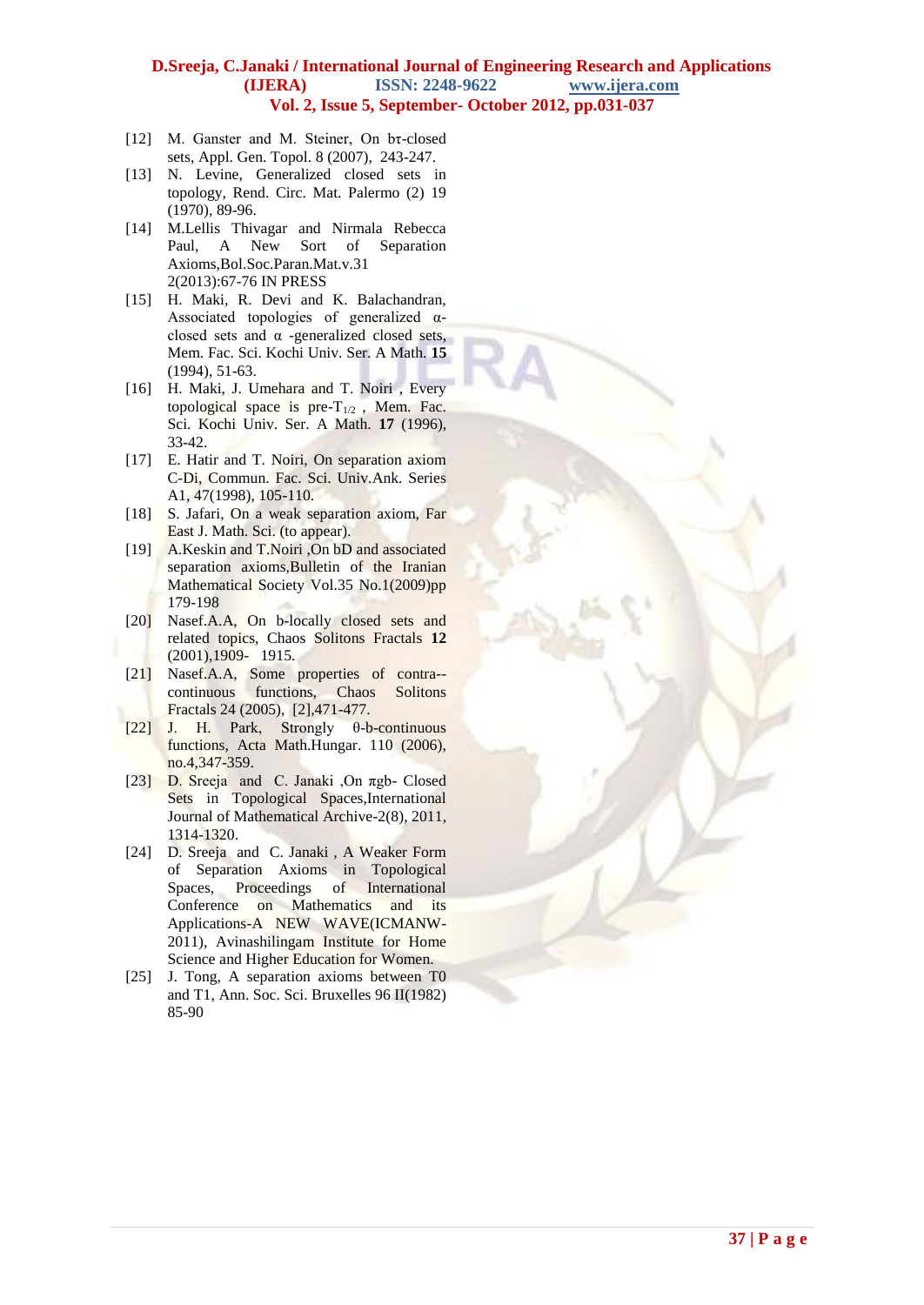[12] M. Ganster and M. Steiner, On bτ-closed sets, Appl. Gen. Topol. 8 (2007), 243-247.

[13] N. Levine, Generalized closed sets in topology, Rend. Circ. Mat. Palermo (2) 19 (1970), 89-96.

[14] M.Lellis Thivagar and Nirmala Rebecca Paul, A New Sort of Separation Axioms,Bol.Soc.Paran.Mat.v.31 2(2013):67-76 IN PRESS

[15] H. Maki, R. Devi and K. Balachandran, Associated topologies of generalized α-closed sets and α -generalized closed sets, Mem. Fac. Sci. Kochi Univ. Ser. A Math. **15** (1994), 51-63.

[16] H. Maki, J. Umehara and T. Noiri , Every topological space is pre-$T_{1/2}$ , Mem. Fac. Sci. Kochi Univ. Ser. A Math. **17** (1996), 33-42.

[17] E. Hatir and T. Noiri, On separation axiom C-Di, Commun. Fac. Sci. Univ.Ank. Series A1, 47(1998), 105-110.

[18] S. Jafari, On a weak separation axiom, Far East J. Math. Sci. (to appear).

[19] A.Keskin and T.Noiri ,On bD and associated separation axioms,Bulletin of the Iranian Mathematical Society Vol.35 No.1(2009)pp 179-198

[20] Nasef.A.A, On b-locally closed sets and related topics, Chaos Solitons Fractals **12** (2001),1909- 1915.

[21] Nasef.A.A, Some properties of contra--continuous functions, Chaos Solitons Fractals 24 (2005), [2],471-477.

[22] J. H. Park, Strongly θ-b-continuous functions, Acta Math.Hungar. 110 (2006), no.4,347-359.

[23] D. Sreeja and C. Janaki ,On πgb- Closed Sets in Topological Spaces,International Journal of Mathematical Archive-2(8), 2011, 1314-1320.

[24] D. Sreeja and C. Janaki , A Weaker Form of Separation Axioms in Topological Spaces, Proceedings of International Conference on Mathematics and its Applications-A NEW WAVE(ICMANW-2011), Avinashilingam Institute for Home Science and Higher Education for Women.

[25] J. Tong, A separation axioms between T0 and T1, Ann. Soc. Sci. Bruxelles 96 II(1982) 85-90